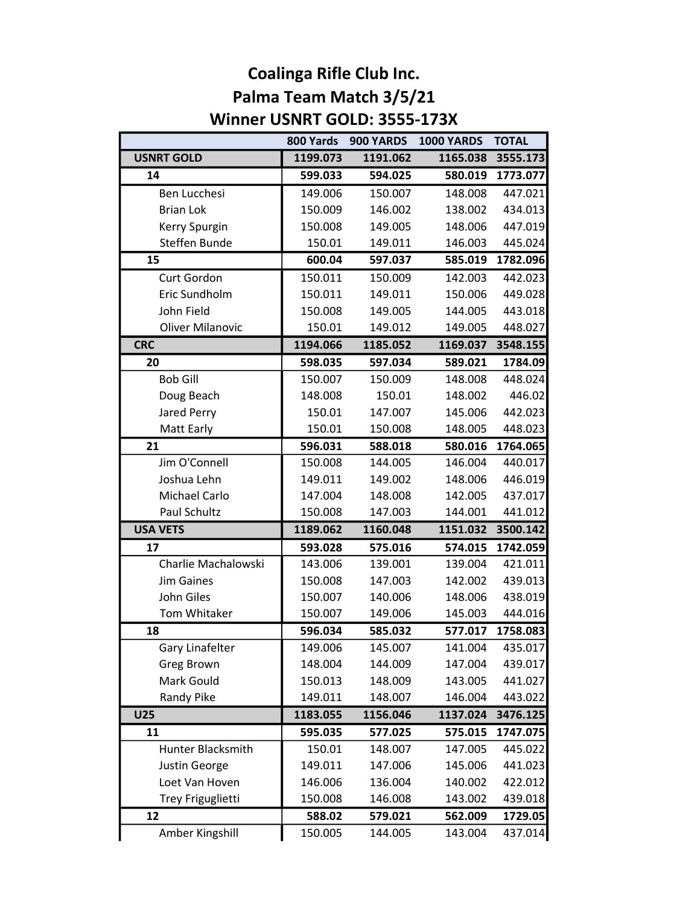# Coalinga Rifle Club Inc.
## Palma Team Match 3/5/21
## Winner USNRT GOLD: 3555-173X

| | 800 Yards | 900 YARDS | 1000 YARDS | TOTAL |
|---|---|---|---|---|
| **USNRT GOLD** | **1199.073** | **1191.062** | **1165.038** | **3555.173** |
| **14** | **599.033** | **594.025** | **580.019** | **1773.077** |
| Ben Lucchesi | 149.006 | 150.007 | 148.008 | 447.021 |
| Brian Lok | 150.009 | 146.002 | 138.002 | 434.013 |
| Kerry Spurgin | 150.008 | 149.005 | 148.006 | 447.019 |
| Steffen Bunde | 150.01 | 149.011 | 146.003 | 445.024 |
| **15** | **600.04** | **597.037** | **585.019** | **1782.096** |
| Curt Gordon | 150.011 | 150.009 | 142.003 | 442.023 |
| Eric Sundholm | 150.011 | 149.011 | 150.006 | 449.028 |
| John Field | 150.008 | 149.005 | 144.005 | 443.018 |
| Oliver Milanovic | 150.01 | 149.012 | 149.005 | 448.027 |
| **CRC** | **1194.066** | **1185.052** | **1169.037** | **3548.155** |
| **20** | **598.035** | **597.034** | **589.021** | **1784.09** |
| Bob Gill | 150.007 | 150.009 | 148.008 | 448.024 |
| Doug Beach | 148.008 | 150.01 | 148.002 | 446.02 |
| Jared Perry | 150.01 | 147.007 | 145.006 | 442.023 |
| Matt Early | 150.01 | 150.008 | 148.005 | 448.023 |
| **21** | **596.031** | **588.018** | **580.016** | **1764.065** |
| Jim O'Connell | 150.008 | 144.005 | 146.004 | 440.017 |
| Joshua Lehn | 149.011 | 149.002 | 148.006 | 446.019 |
| Michael Carlo | 147.004 | 148.008 | 142.005 | 437.017 |
| Paul Schultz | 150.008 | 147.003 | 144.001 | 441.012 |
| **USA VETS** | **1189.062** | **1160.048** | **1151.032** | **3500.142** |
| **17** | **593.028** | **575.016** | **574.015** | **1742.059** |
| Charlie Machalowski | 143.006 | 139.001 | 139.004 | 421.011 |
| Jim Gaines | 150.008 | 147.003 | 142.002 | 439.013 |
| John Giles | 150.007 | 140.006 | 148.006 | 438.019 |
| Tom Whitaker | 150.007 | 149.006 | 145.003 | 444.016 |
| **18** | **596.034** | **585.032** | **577.017** | **1758.083** |
| Gary Linafelter | 149.006 | 145.007 | 141.004 | 435.017 |
| Greg Brown | 148.004 | 144.009 | 147.004 | 439.017 |
| Mark Gould | 150.013 | 148.009 | 143.005 | 441.027 |
| Randy Pike | 149.011 | 148.007 | 146.004 | 443.022 |
| **U25** | **1183.055** | **1156.046** | **1137.024** | **3476.125** |
| **11** | **595.035** | **577.025** | **575.015** | **1747.075** |
| Hunter Blacksmith | 150.01 | 148.007 | 147.005 | 445.022 |
| Justin George | 149.011 | 147.006 | 145.006 | 441.023 |
| Loet Van Hoven | 146.006 | 136.004 | 140.002 | 422.012 |
| Trey Frigulietti | 150.008 | 146.008 | 143.002 | 439.018 |
| **12** | **588.02** | **579.021** | **562.009** | **1729.05** |
| Amber Kingshill | 150.005 | 144.005 | 143.004 | 437.014 |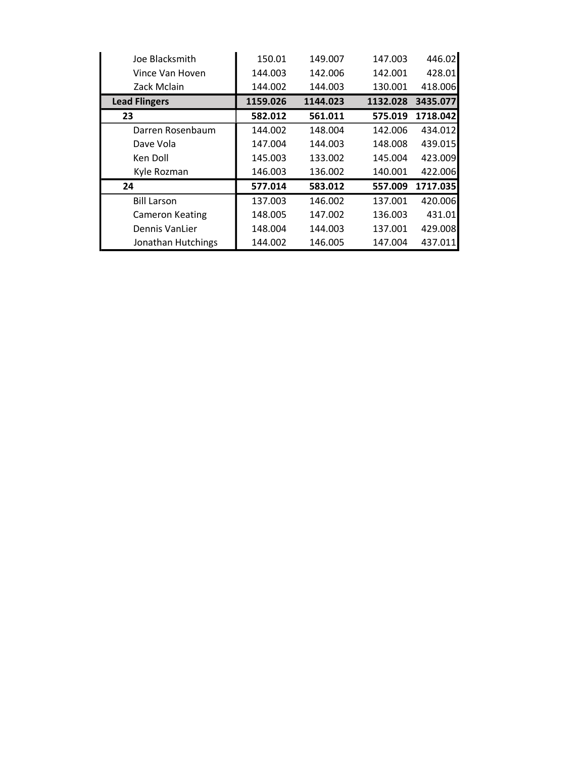| | | | | |
|---|---|---|---|---|
| Joe Blacksmith | 150.01 | 149.007 | 147.003 | 446.02 |
| Vince Van Hoven | 144.003 | 142.006 | 142.001 | 428.01 |
| Zack Mclain | 144.002 | 144.003 | 130.001 | 418.006 |
| **Lead Flingers** | **1159.026** | **1144.023** | **1132.028** | **3435.077** |
| **23** | **582.012** | **561.011** | **575.019** | **1718.042** |
| Darren Rosenbaum | 144.002 | 148.004 | 142.006 | 434.012 |
| Dave Vola | 147.004 | 144.003 | 148.008 | 439.015 |
| Ken Doll | 145.003 | 133.002 | 145.004 | 423.009 |
| Kyle Rozman | 146.003 | 136.002 | 140.001 | 422.006 |
| **24** | **577.014** | **583.012** | **557.009** | **1717.035** |
| Bill Larson | 137.003 | 146.002 | 137.001 | 420.006 |
| Cameron Keating | 148.005 | 147.002 | 136.003 | 431.01 |
| Dennis VanLier | 148.004 | 144.003 | 137.001 | 429.008 |
| Jonathan Hutchings | 144.002 | 146.005 | 147.004 | 437.011 |